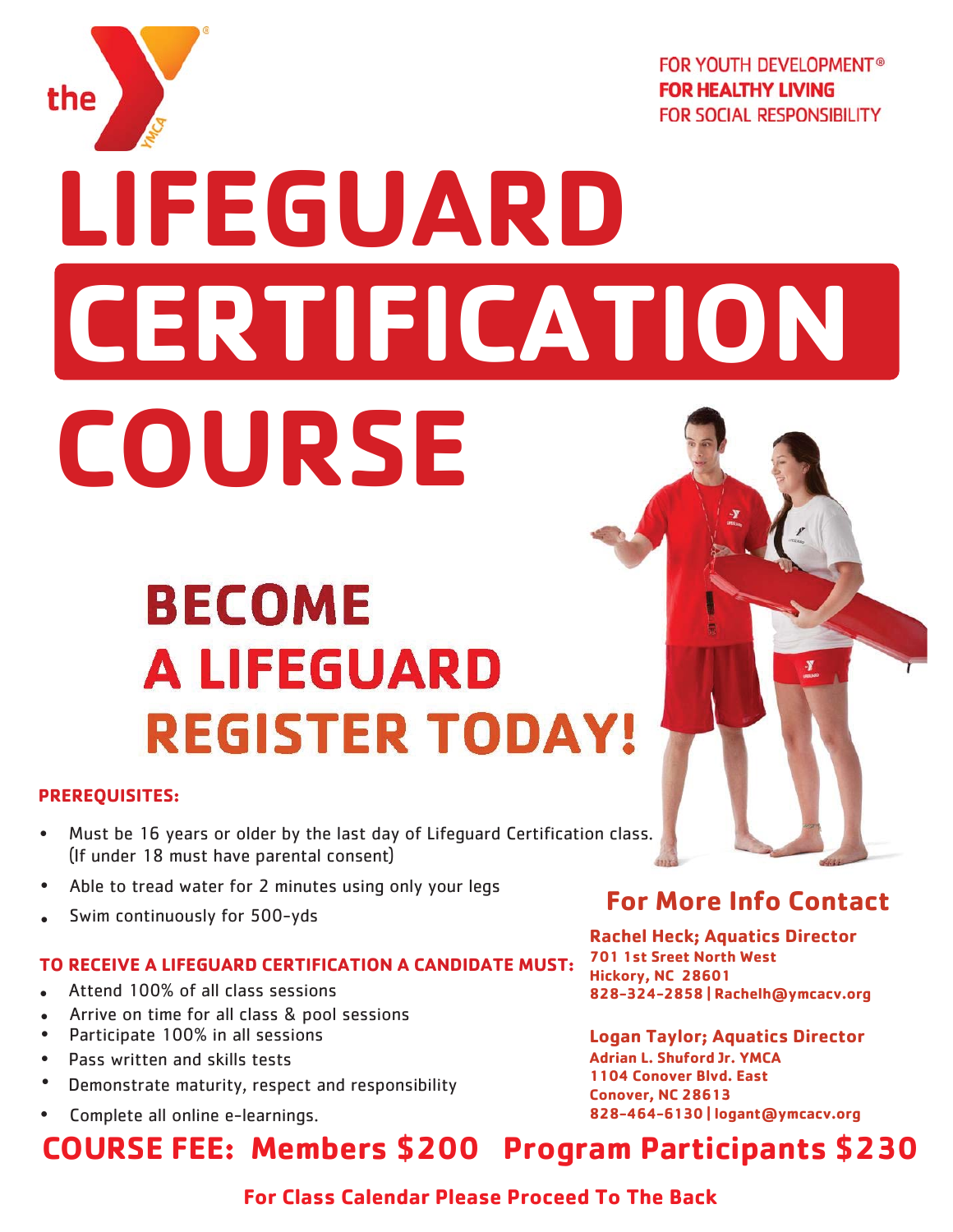the YMCA

FOR YOUTH DEVELOPMENT®
**FOR HEALTHY LIVING**
FOR SOCIAL RESPONSIBILITY

# LIFEGUARD CERTIFICATION COURSE

## BECOME A LIFEGUARD REGISTER TODAY!

**PREREQUISITES:**

- Must be 16 years or older by the last day of Lifeguard Certification class. (If under 18 must have parental consent)
- Able to tread water for 2 minutes using only your legs
- Swim continuously for 500-yds

**TO RECEIVE A LIFEGUARD CERTIFICATION A CANDIDATE MUST:**

- Attend 100% of all class sessions
- Arrive on time for all class & pool sessions
- Participate 100% in all sessions
- Pass written and skills tests
- Demonstrate maturity, respect and responsibility
- Complete all online e-learnings.

### For More Info Contact

**Rachel Heck; Aquatics Director**
**701 1st Sreet North West**
**Hickory, NC 28601**
**828-324-2858 | Rachelh@ymcacv.org**

**Logan Taylor; Aquatics Director**
**Adrian L. Shuford Jr. YMCA**
**1104 Conover Blvd. East**
**Conover, NC 28613**
**828-464-6130 | logant@ymcacv.org**

## COURSE FEE: Members $200 Program Participants $230

**For Class Calendar Please Proceed To The Back**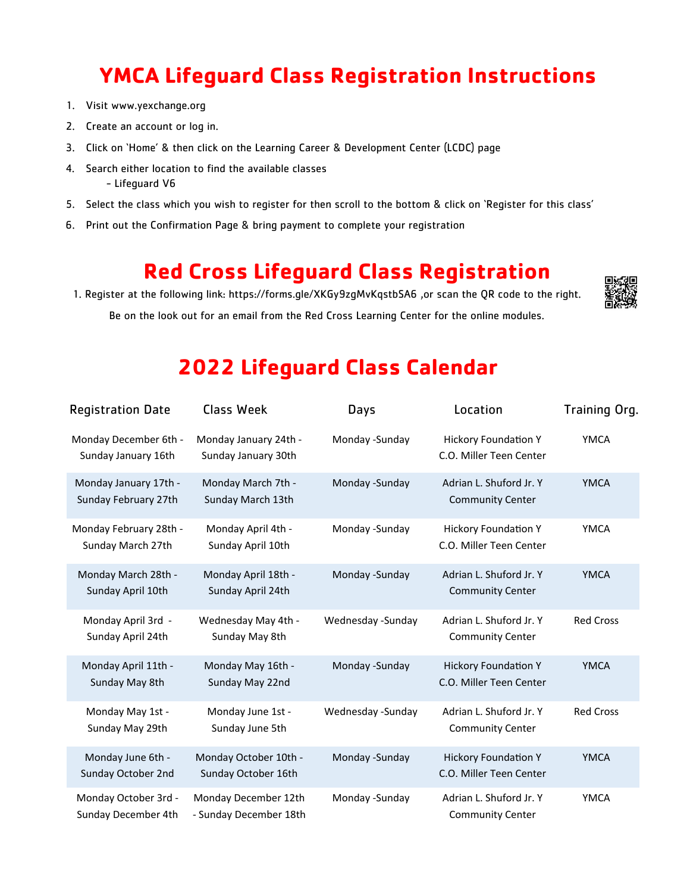# YMCA Lifeguard Class Registration Instructions

1. Visit www.yexchange.org
2. Create an account or log in.
3. Click on 'Home' & then click on the Learning Career & Development Center (LCDC) page
4. Search either location to find the available classes
   - Lifeguard V6
5. Select the class which you wish to register for then scroll to the bottom & click on 'Register for this class'
6. Print out the Confirmation Page & bring payment to complete your registration

# Red Cross Lifeguard Class Registration

1. Register at the following link: https://forms.gle/XKGy9zgMvKqstbSA6 ,or scan the QR code to the right.

Be on the look out for an email from the Red Cross Learning Center for the online modules.

# 2022 Lifeguard Class Calendar

| Registration Date | Class Week | Days | Location | Training Org. |
|---|---|---|---|---|
| Monday December 6th - Sunday January 16th | Monday January 24th - Sunday January 30th | Monday -Sunday | Hickory Foundation Y C.O. Miller Teen Center | YMCA |
| Monday January 17th - Sunday February 27th | Monday March 7th - Sunday March 13th | Monday -Sunday | Adrian L. Shuford Jr. Y Community Center | YMCA |
| Monday February 28th - Sunday March 27th | Monday April 4th - Sunday April 10th | Monday -Sunday | Hickory Foundation Y C.O. Miller Teen Center | YMCA |
| Monday March 28th - Sunday April 10th | Monday April 18th - Sunday April 24th | Monday -Sunday | Adrian L. Shuford Jr. Y Community Center | YMCA |
| Monday April 3rd - Sunday April 24th | Wednesday May 4th - Sunday May 8th | Wednesday -Sunday | Adrian L. Shuford Jr. Y Community Center | Red Cross |
| Monday April 11th - Sunday May 8th | Monday May 16th - Sunday May 22nd | Monday -Sunday | Hickory Foundation Y C.O. Miller Teen Center | YMCA |
| Monday May 1st - Sunday May 29th | Monday June 1st - Sunday June 5th | Wednesday -Sunday | Adrian L. Shuford Jr. Y Community Center | Red Cross |
| Monday June 6th - Sunday October 2nd | Monday October 10th - Sunday October 16th | Monday -Sunday | Hickory Foundation Y C.O. Miller Teen Center | YMCA |
| Monday October 3rd - Sunday December 4th | Monday December 12th - Sunday December 18th | Monday -Sunday | Adrian L. Shuford Jr. Y Community Center | YMCA |